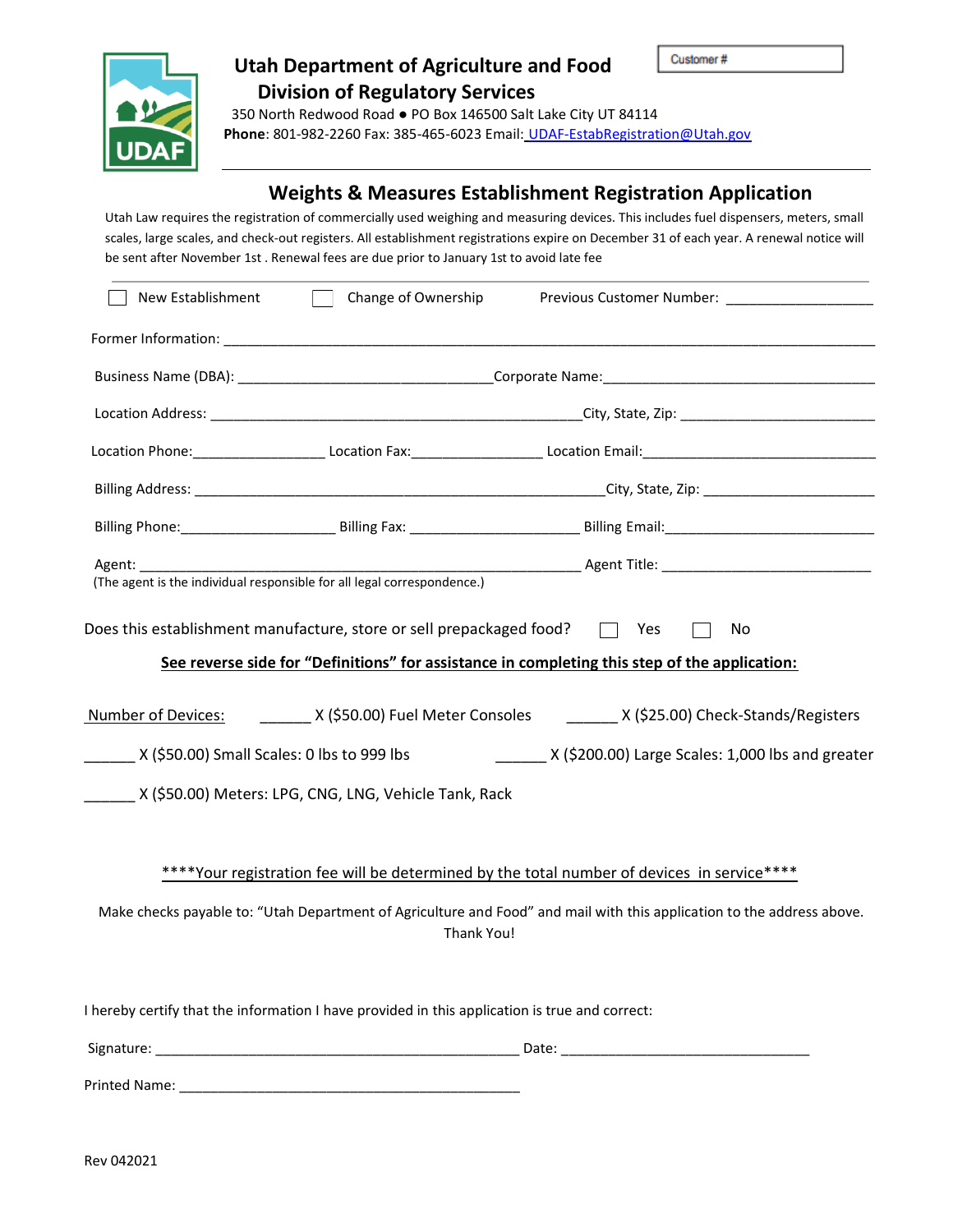Customer # 

# Utah Department of Agriculture and Food
## Division of Regulatory Services

350 North Redwood Road ● PO Box 146500 Salt Lake City UT 84114
**Phone**: 801-982-2260 Fax: 385-465-6023 Email: UDAF-EstabRegistration@Utah.gov

---

## Weights & Measures Establishment Registration Application

Utah Law requires the registration of commercially used weighing and measuring devices. This includes fuel dispensers, meters, small scales, large scales, and check-out registers. All establishment registrations expire on December 31 of each year. A renewal notice will be sent after November 1st . Renewal fees are due prior to January 1st to avoid late fee

---

☐ New Establishment ☐ Change of Ownership Previous Customer Number: __________________

Former Information: ______________________________________________________________________________

Business Name (DBA): ________________________________Corporate Name:___________________________________

Location Address: ______________________________________________City, State, Zip: ________________________

Location Phone:________________ Location Fax:________________ Location Email:______________________________

Billing Address: ___________________________________________________City, State, Zip: ______________________

Billing Phone:___________________ Billing Fax: ____________________ Billing Email:__________________________

Agent: ______________________________________________________ Agent Title: __________________________
(The agent is the individual responsible for all legal correspondence.)

Does this establishment manufacture, store or sell prepackaged food? ☐ Yes ☐ No

**See reverse side for "Definitions" for assistance in completing this step of the application:**

Number of Devices: ______ X ($50.00) Fuel Meter Consoles ______ X ($25.00) Check-Stands/Registers

______ X ($50.00) Small Scales: 0 lbs to 999 lbs ______ X ($200.00) Large Scales: 1,000 lbs and greater

______ X ($50.00) Meters: LPG, CNG, LNG, Vehicle Tank, Rack

****Your registration fee will be determined by the total number of devices in service****

Make checks payable to: "Utah Department of Agriculture and Food" and mail with this application to the address above. Thank You!

I hereby certify that the information I have provided in this application is true and correct:

Signature: ______________________________________________ Date: ________________________________

Printed Name: ____________________________________________

Rev 042021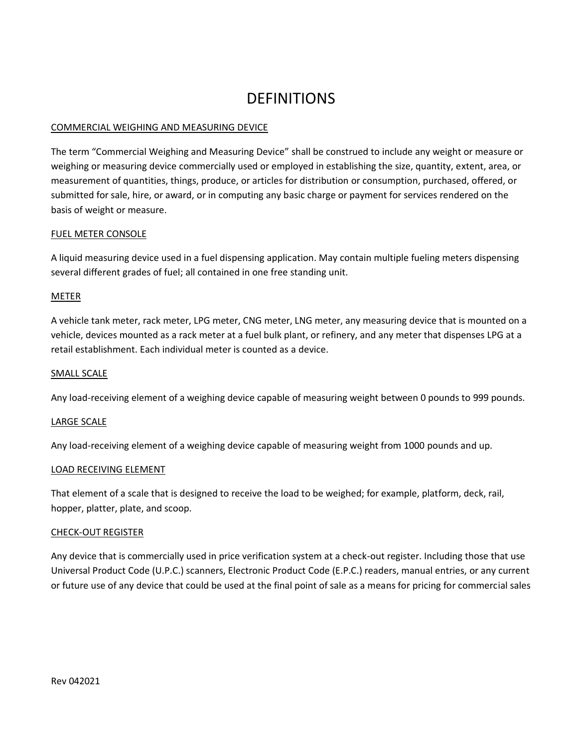# DEFINITIONS

COMMERCIAL WEIGHING AND MEASURING DEVICE

The term "Commercial Weighing and Measuring Device" shall be construed to include any weight or measure or weighing or measuring device commercially used or employed in establishing the size, quantity, extent, area, or measurement of quantities, things, produce, or articles for distribution or consumption, purchased, offered, or submitted for sale, hire, or award, or in computing any basic charge or payment for services rendered on the basis of weight or measure.

FUEL METER CONSOLE

A liquid measuring device used in a fuel dispensing application. May contain multiple fueling meters dispensing several different grades of fuel; all contained in one free standing unit.

METER

A vehicle tank meter, rack meter, LPG meter, CNG meter, LNG meter, any measuring device that is mounted on a vehicle, devices mounted as a rack meter at a fuel bulk plant, or refinery, and any meter that dispenses LPG at a retail establishment. Each individual meter is counted as a device.

SMALL SCALE

Any load-receiving element of a weighing device capable of measuring weight between 0 pounds to 999 pounds.

LARGE SCALE

Any load-receiving element of a weighing device capable of measuring weight from 1000 pounds and up.

LOAD RECEIVING ELEMENT

That element of a scale that is designed to receive the load to be weighed; for example, platform, deck, rail, hopper, platter, plate, and scoop.

CHECK-OUT REGISTER

Any device that is commercially used in price verification system at a check-out register. Including those that use Universal Product Code (U.P.C.) scanners, Electronic Product Code (E.P.C.) readers, manual entries, or any current or future use of any device that could be used at the final point of sale as a means for pricing for commercial sales

Rev 042021